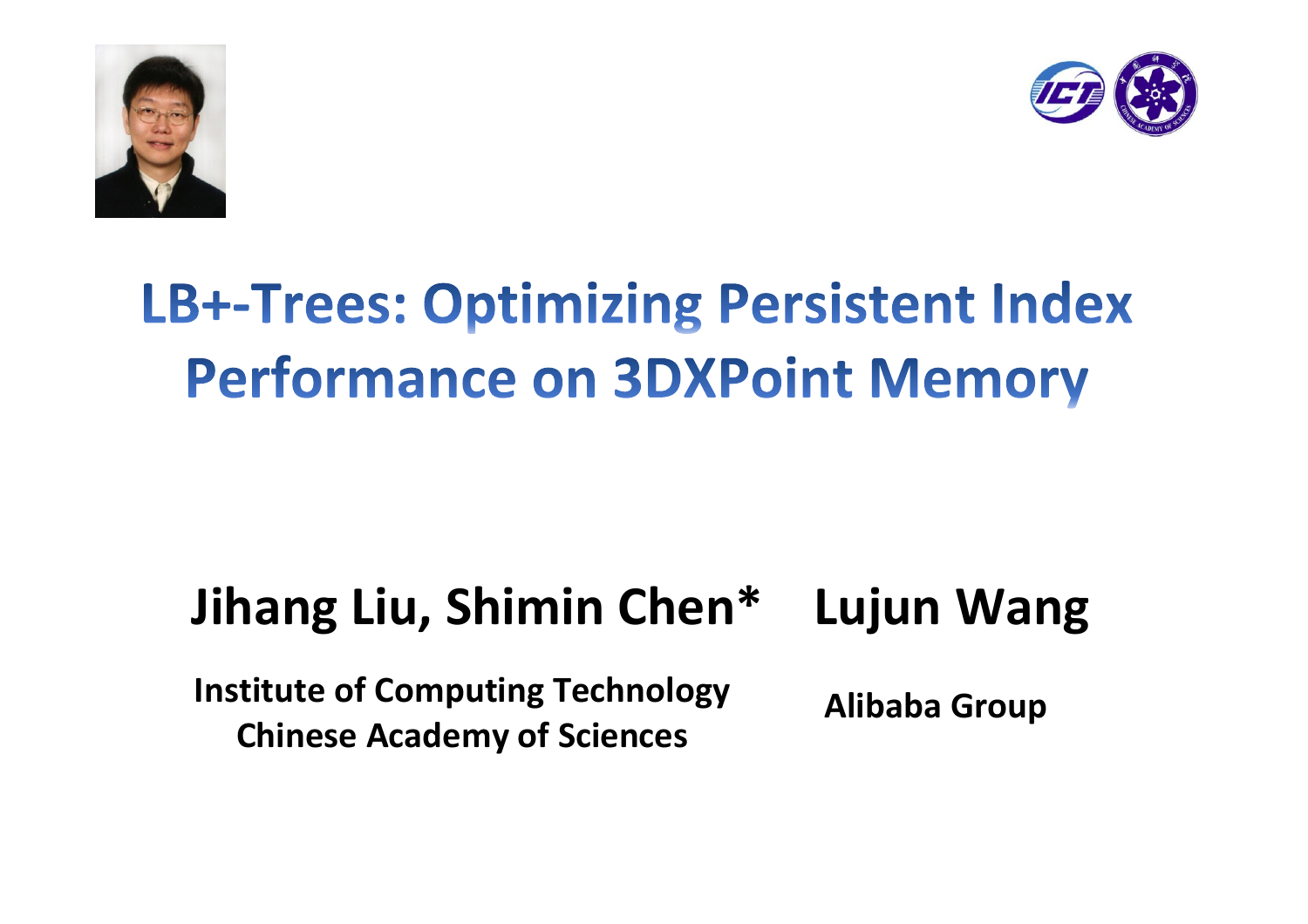# LB+-Trees: Optimizing Persistent Index Performance on 3DXPoint Memory

**Jihang Liu, Shimin Chen***

**Institute of Computing Technology**
**Chinese Academy of Sciences**

**Lujun Wang**

**Alibaba Group**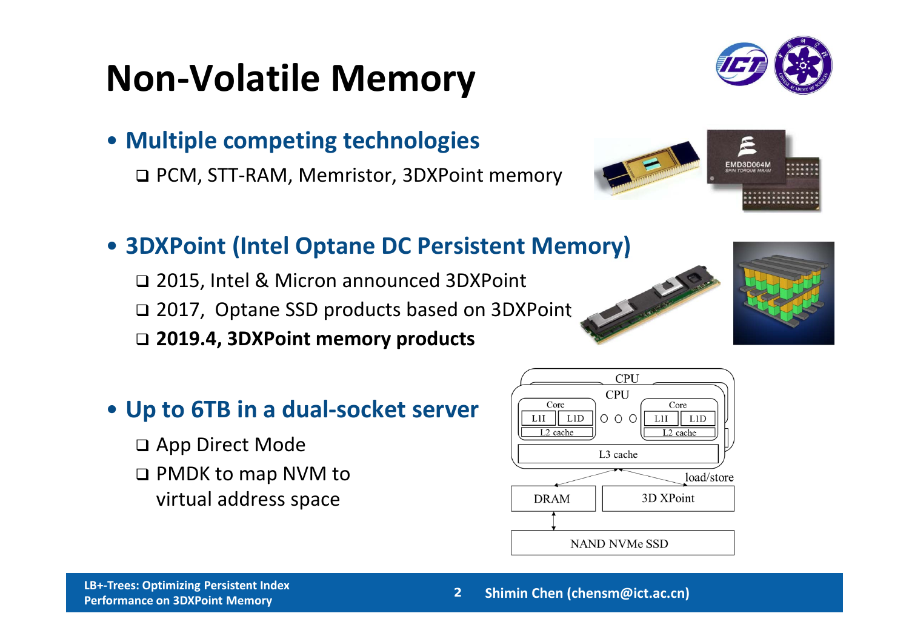# Non-Volatile Memory

- **Multiple competing technologies**
  - PCM, STT-RAM, Memristor, 3DXPoint memory
- **3DXPoint (Intel Optane DC Persistent Memory)**
  - 2015, Intel & Micron announced 3DXPoint
  - 2017, Optane SSD products based on 3DXPoint
  - **2019.4, 3DXPoint memory products**
- **Up to 6TB in a dual-socket server**
  - App Direct Mode
  - PMDK to map NVM to virtual address space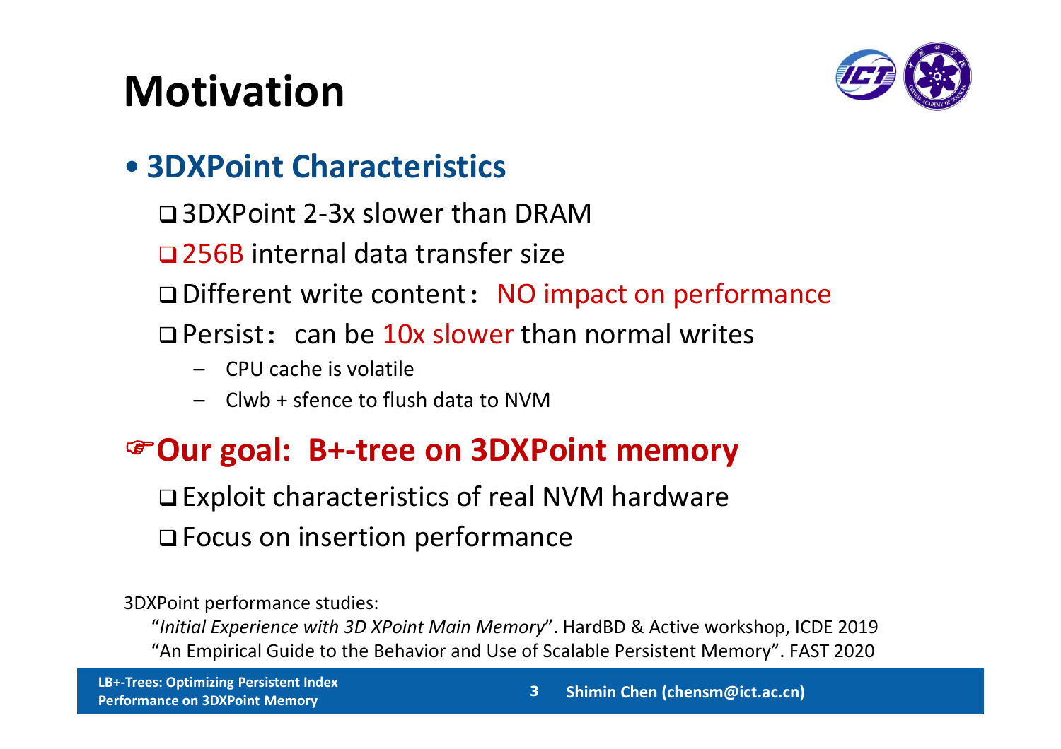# Motivation

- **3DXPoint Characteristics**
  - 3DXPoint 2-3x slower than DRAM
  - 256B internal data transfer size
  - Different write content：NO impact on performance
  - Persist：can be 10x slower than normal writes
    - CPU cache is volatile
    - Clwb + sfence to flush data to NVM

## ☞Our goal: B+-tree on 3DXPoint memory

- Exploit characteristics of real NVM hardware
- Focus on insertion performance

3DXPoint performance studies:

"*Initial Experience with 3D XPoint Main Memory*". HardBD & Active workshop, ICDE 2019

"An Empirical Guide to the Behavior and Use of Scalable Persistent Memory". FAST 2020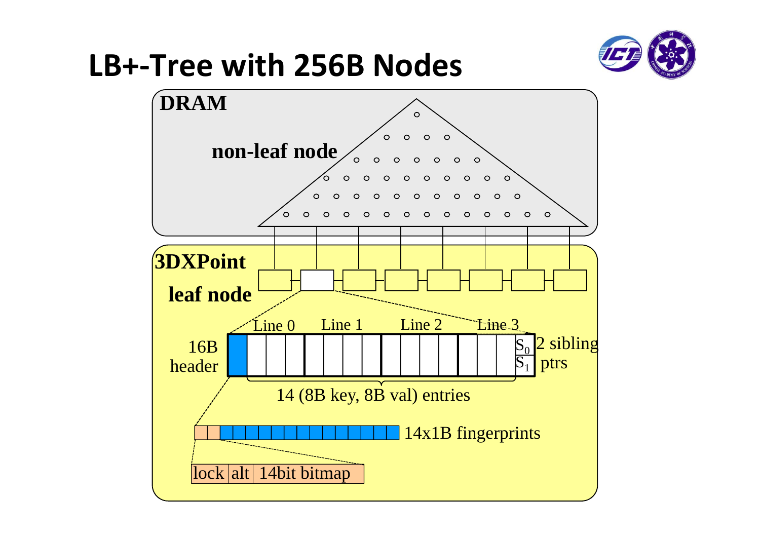# LB+-Tree with 256B Nodes

DRAM

non-leaf node

3DXPoint

leaf node

Line 0 Line 1 Line 2 Line 3

16B header

$S_0$ $S_1$ 2 sibling ptrs

14 (8B key, 8B val) entries

14x1B fingerprints

lock | alt | 14bit bitmap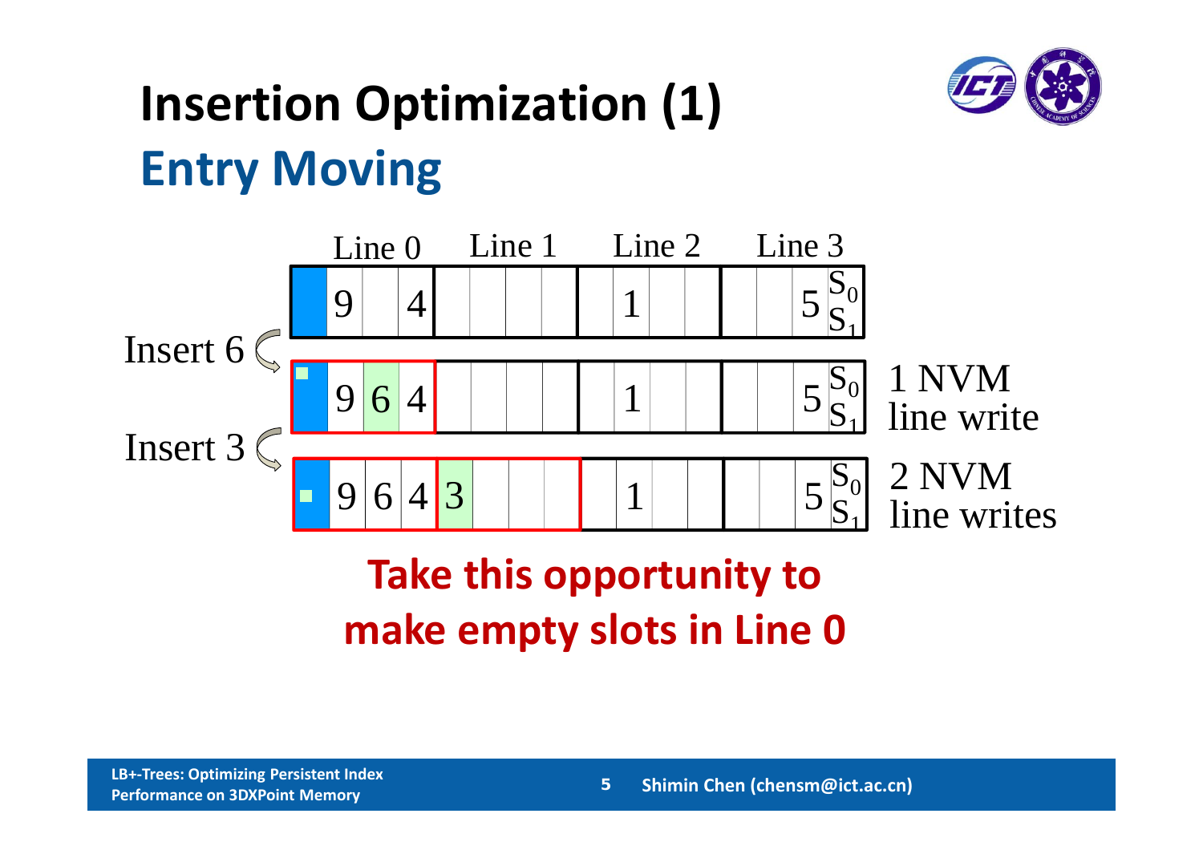# Insertion Optimization (1)

## Entry Moving

Line 0 Line 1 Line 2 Line 3

Insert 6 — 1 NVM line write

Insert 3 — 2 NVM line writes

**Take this opportunity to make empty slots in Line 0**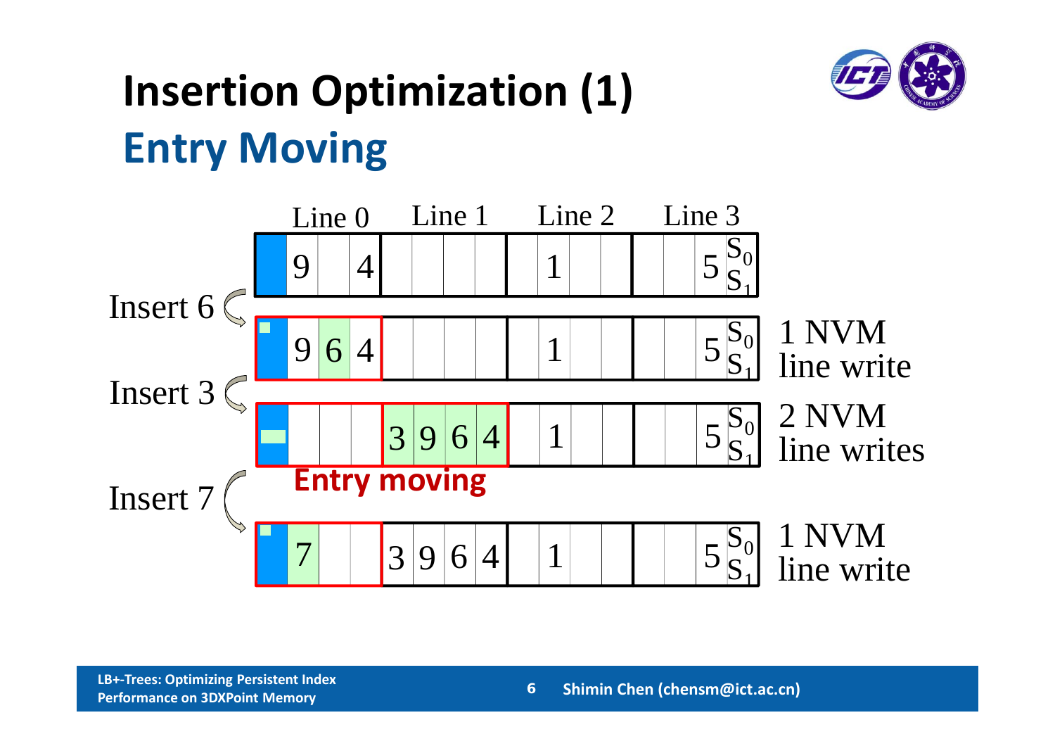# Insertion Optimization (1)

## Entry Moving

Line 0 | Line 1 | Line 2 | Line 3

| | | | | | | | | | | | | | | | | |
|---|---|---|---|---|---|---|---|---|---|---|---|---|---|---|---|---|
| | 9 | | 4 | | | | | | 1 | | | | | 5 | $S_0$ $S_1$ | |

Insert 6

| | | | | | | | | | | | | | | | | |
|---|---|---|---|---|---|---|---|---|---|---|---|---|---|---|---|---|
| | 9 | 6 | 4 | | | | | | 1 | | | | | 5 | $S_0$ $S_1$ | 1 NVM line write |

Insert 3

| | | | | | | | | | | | | | | | | |
|---|---|---|---|---|---|---|---|---|---|---|---|---|---|---|---|---|
| | | | | 3 | 9 | 6 | 4 | | 1 | | | | | 5 | $S_0$ $S_1$ | 2 NVM line writes |

**Entry moving**

Insert 7

| | | | | | | | | | | | | | | | | |
|---|---|---|---|---|---|---|---|---|---|---|---|---|---|---|---|---|
| | 7 | | | 3 | 9 | 6 | 4 | | 1 | | | | | 5 | $S_0$ $S_1$ | 1 NVM line write |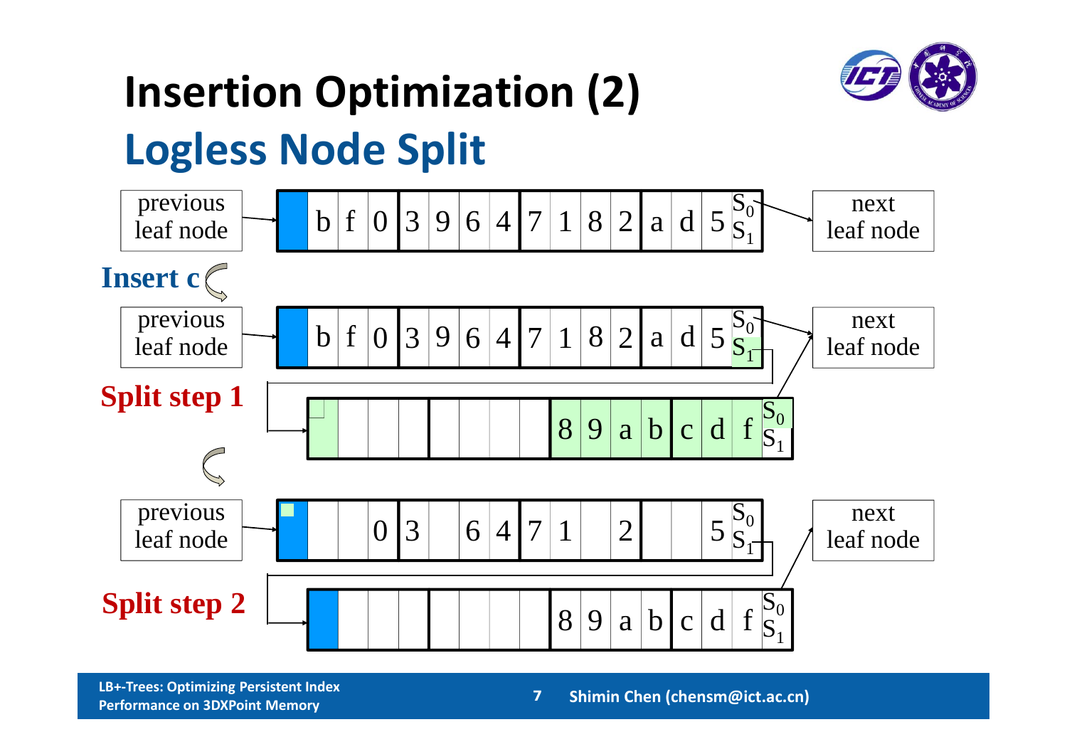# Insertion Optimization (2)

## Logless Node Split

previous leaf node | b f 0 3 9 6 4 7 1 8 2 a d 5 $S_0$ $S_1$ | next leaf node

**Insert c**

previous leaf node | b f 0 3 9 6 4 7 1 8 2 a d 5 $S_0$ $S_1$ | next leaf node

**Split step 1**

8 9 a b c d f $S_0$ $S_1$

previous leaf node | 0 3 6 4 7 1 2 5 $S_0$ $S_1$ | next leaf node

**Split step 2**

8 9 a b c d f $S_0$ $S_1$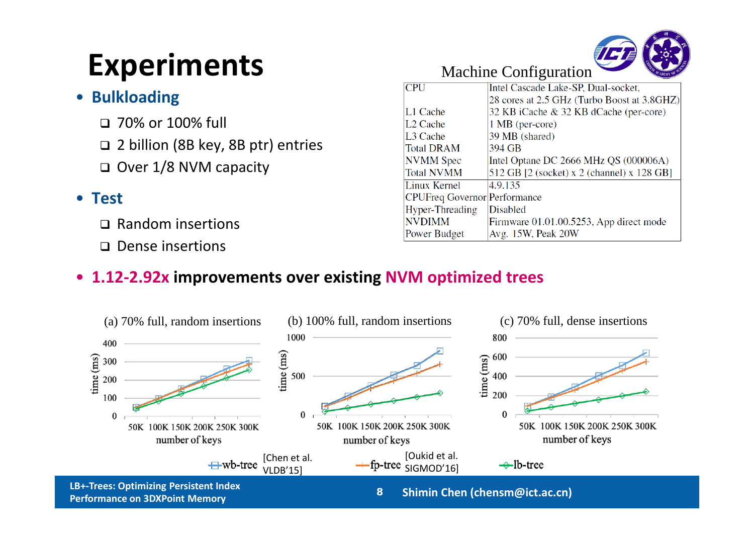# Experiments

- **Bulkloading**
  - 70% or 100% full
  - 2 billion (8B key, 8B ptr) entries
  - Over 1/8 NVM capacity
- **Test**
  - Random insertions
  - Dense insertions

Machine Configuration

| CPU | Intel Cascade Lake-SP, Dual-socket, 28 cores at 2.5 GHz (Turbo Boost at 3.8GHZ) |
|---|---|
| L1 Cache | 32 KB iCache & 32 KB dCache (per-core) |
| L2 Cache | 1 MB (per-core) |
| L3 Cache | 39 MB (shared) |
| Total DRAM | 394 GB |
| NVMM Spec | Intel Optane DC 2666 MHz QS (000006A) |
| Total NVMM | 512 GB [2 (socket) x 2 (channel) x 128 GB] |
| Linux Kernel | 4.9.135 |
| CPUFreq Governor | Performance |
| Hyper-Threading | Disabled |
| NVDIMM | Firmware 01.01.00.5253, App direct mode |
| Power Budget | Avg. 15W, Peak 20W |

- **1.12-2.92x improvements over existing NVM optimized trees**

(a) 70% full, random insertions

(b) 100% full, random insertions

(c) 70% full, dense insertions

wb-tree [Chen et al. VLDB'15] fp-tree [Oukid et al. SIGMOD'16] lb-tree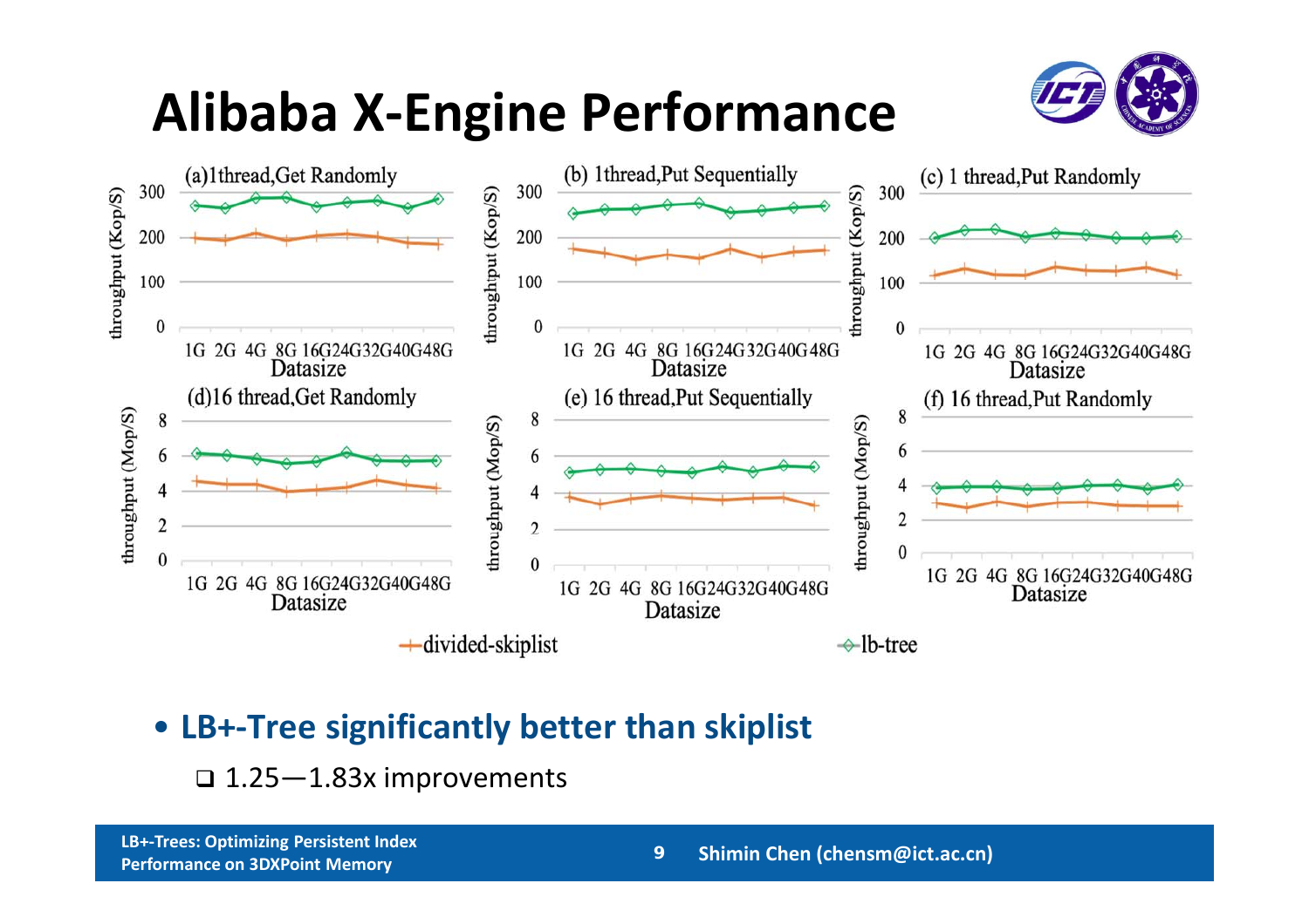# Alibaba X-Engine Performance

(a)1thread,Get Randomly

(b) 1thread,Put Sequentially

(c) 1 thread,Put Randomly

(d)16 thread,Get Randomly

(e) 16 thread,Put Sequentially

(f) 16 thread,Put Randomly

divided-skiplist — lb-tree

- **LB+-Tree significantly better than skiplist**
  - 1.25—1.83x improvements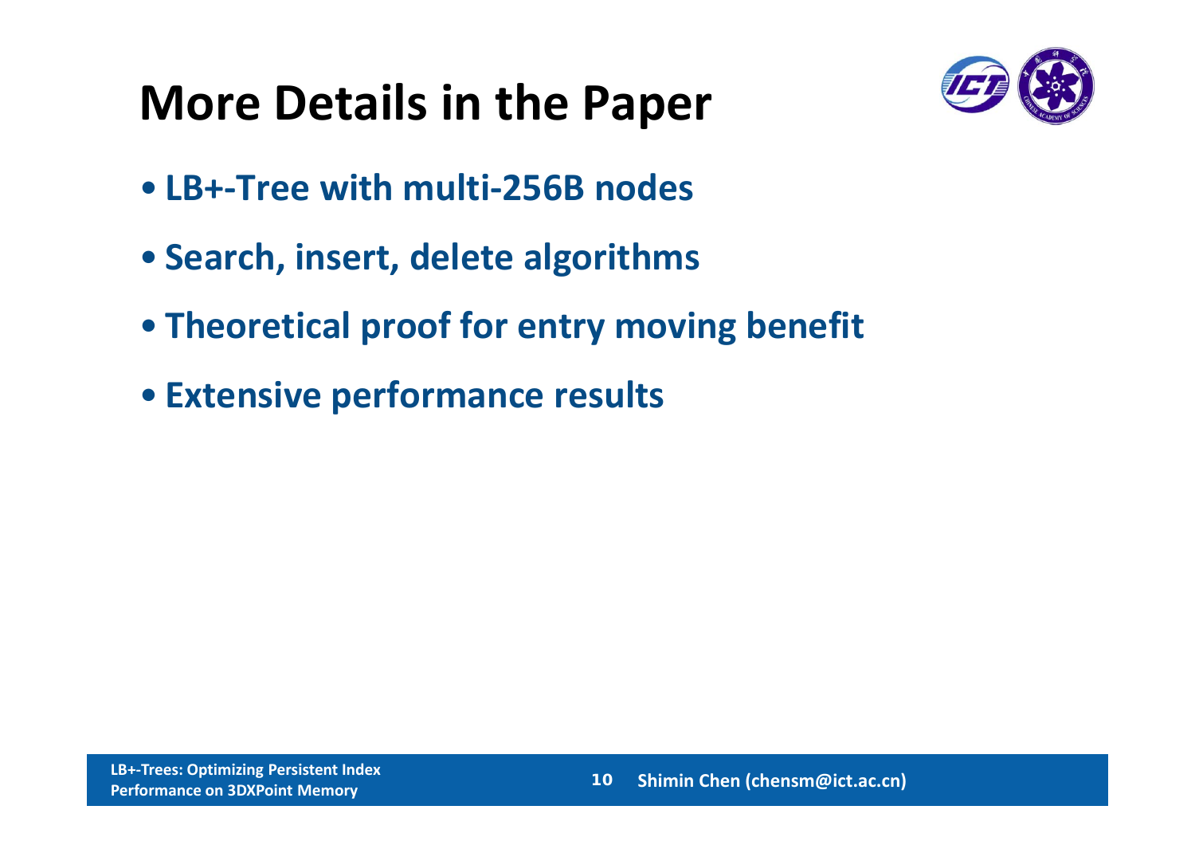# More Details in the Paper

- LB+-Tree with multi-256B nodes
- Search, insert, delete algorithms
- Theoretical proof for entry moving benefit
- Extensive performance results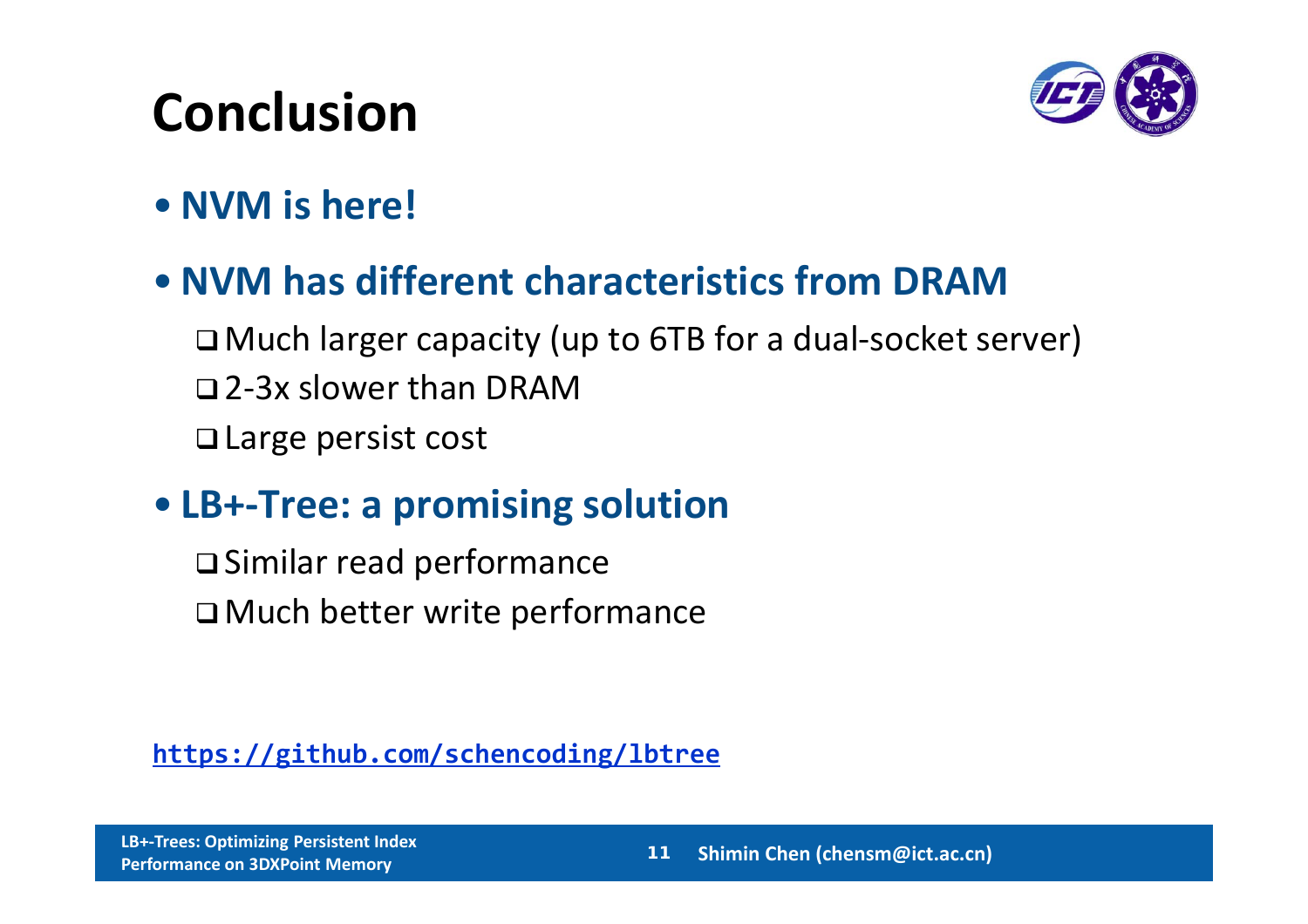# Conclusion

- **NVM is here!**
- **NVM has different characteristics from DRAM**
  - Much larger capacity (up to 6TB for a dual-socket server)
  - 2-3x slower than DRAM
  - Large persist cost
- **LB+-Tree: a promising solution**
  - Similar read performance
  - Much better write performance

https://github.com/schencoding/lbtree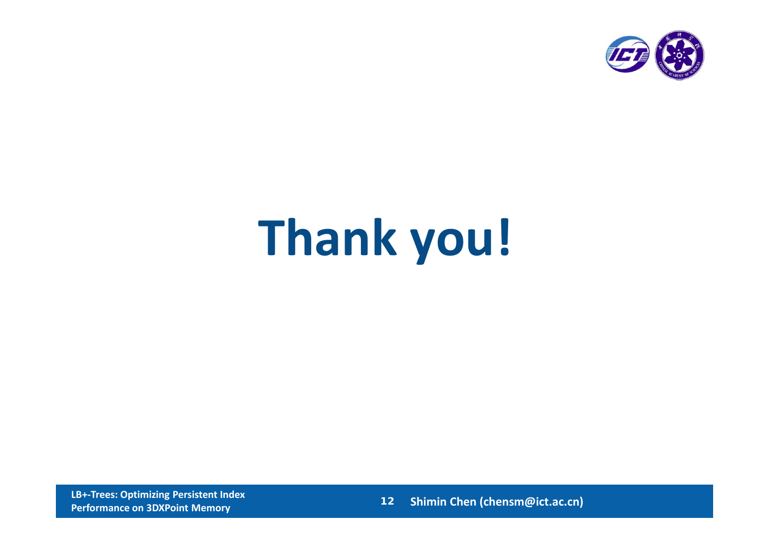# Thank you!